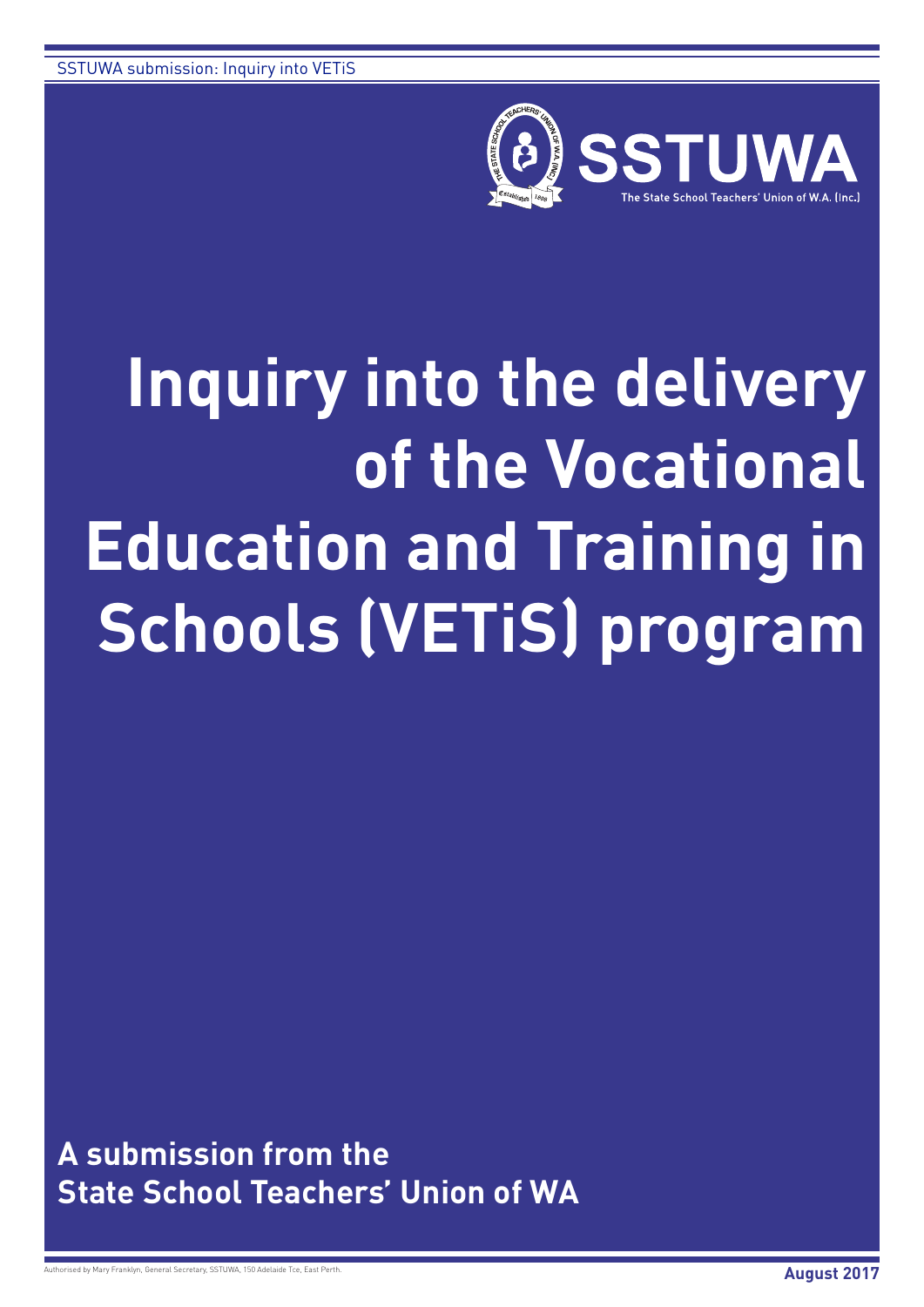SSTUWA

The State School Teachers' Union of W.A. (Inc.)

# Inquiry into the delivery of the Vocational Education and Training in Schools (VETiS) program

**A submission from the State School Teachers' Union of WA**

Authorised by Mary Franklyn, General Secretary, SSTUWA, 150 Adelaide Tce, East Perth.

**August 2017**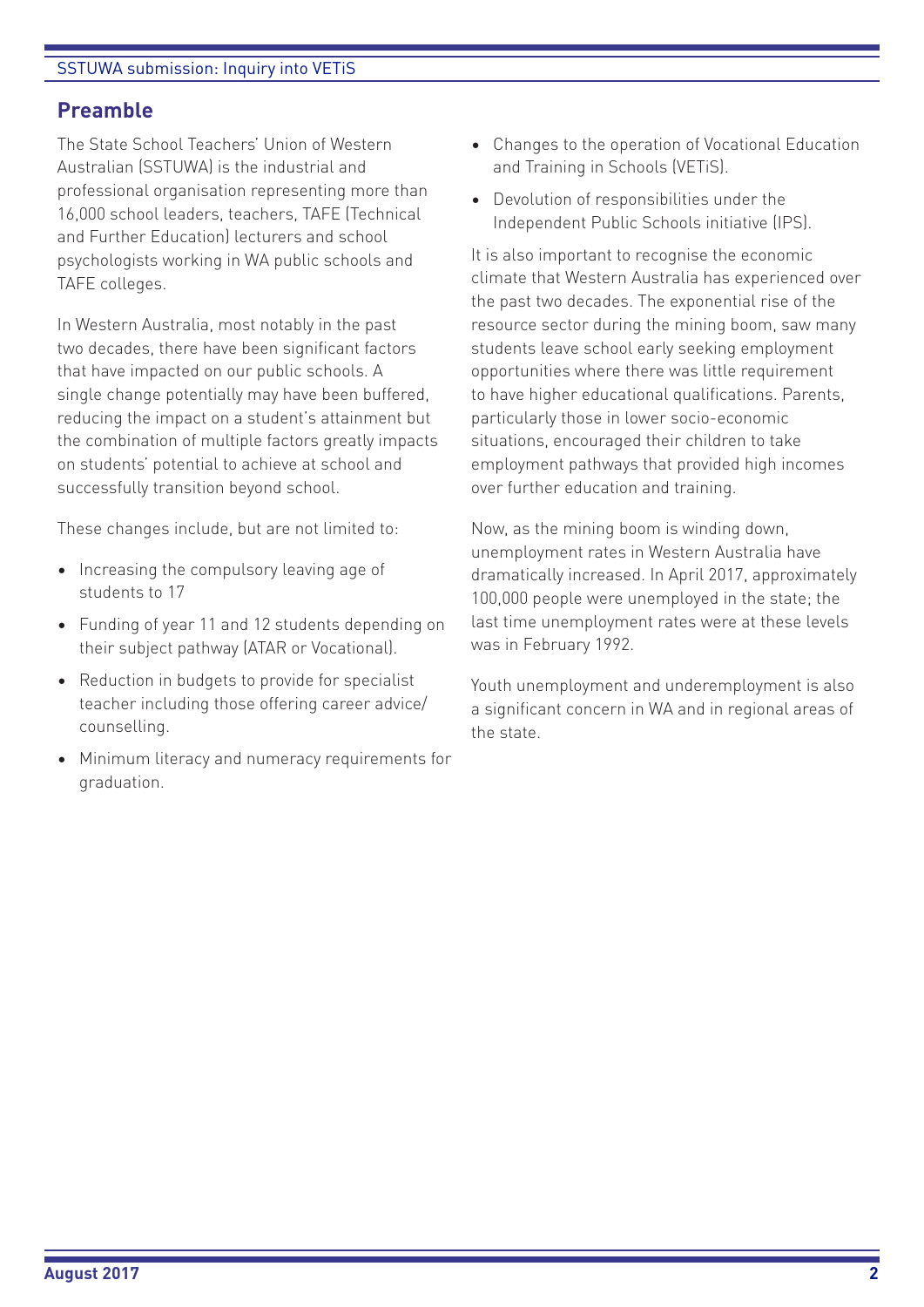## Preamble

The State School Teachers' Union of Western Australian (SSTUWA) is the industrial and professional organisation representing more than 16,000 school leaders, teachers, TAFE (Technical and Further Education) lecturers and school psychologists working in WA public schools and TAFE colleges.

In Western Australia, most notably in the past two decades, there have been significant factors that have impacted on our public schools. A single change potentially may have been buffered, reducing the impact on a student's attainment but the combination of multiple factors greatly impacts on students' potential to achieve at school and successfully transition beyond school.

These changes include, but are not limited to:

- Increasing the compulsory leaving age of students to 17
- Funding of year 11 and 12 students depending on their subject pathway (ATAR or Vocational).
- Reduction in budgets to provide for specialist teacher including those offering career advice/ counselling.
- Minimum literacy and numeracy requirements for graduation.
- Changes to the operation of Vocational Education and Training in Schools (VETiS).
- Devolution of responsibilities under the Independent Public Schools initiative (IPS).

It is also important to recognise the economic climate that Western Australia has experienced over the past two decades. The exponential rise of the resource sector during the mining boom, saw many students leave school early seeking employment opportunities where there was little requirement to have higher educational qualifications. Parents, particularly those in lower socio-economic situations, encouraged their children to take employment pathways that provided high incomes over further education and training.

Now, as the mining boom is winding down, unemployment rates in Western Australia have dramatically increased. In April 2017, approximately 100,000 people were unemployed in the state; the last time unemployment rates were at these levels was in February 1992.

Youth unemployment and underemployment is also a significant concern in WA and in regional areas of the state.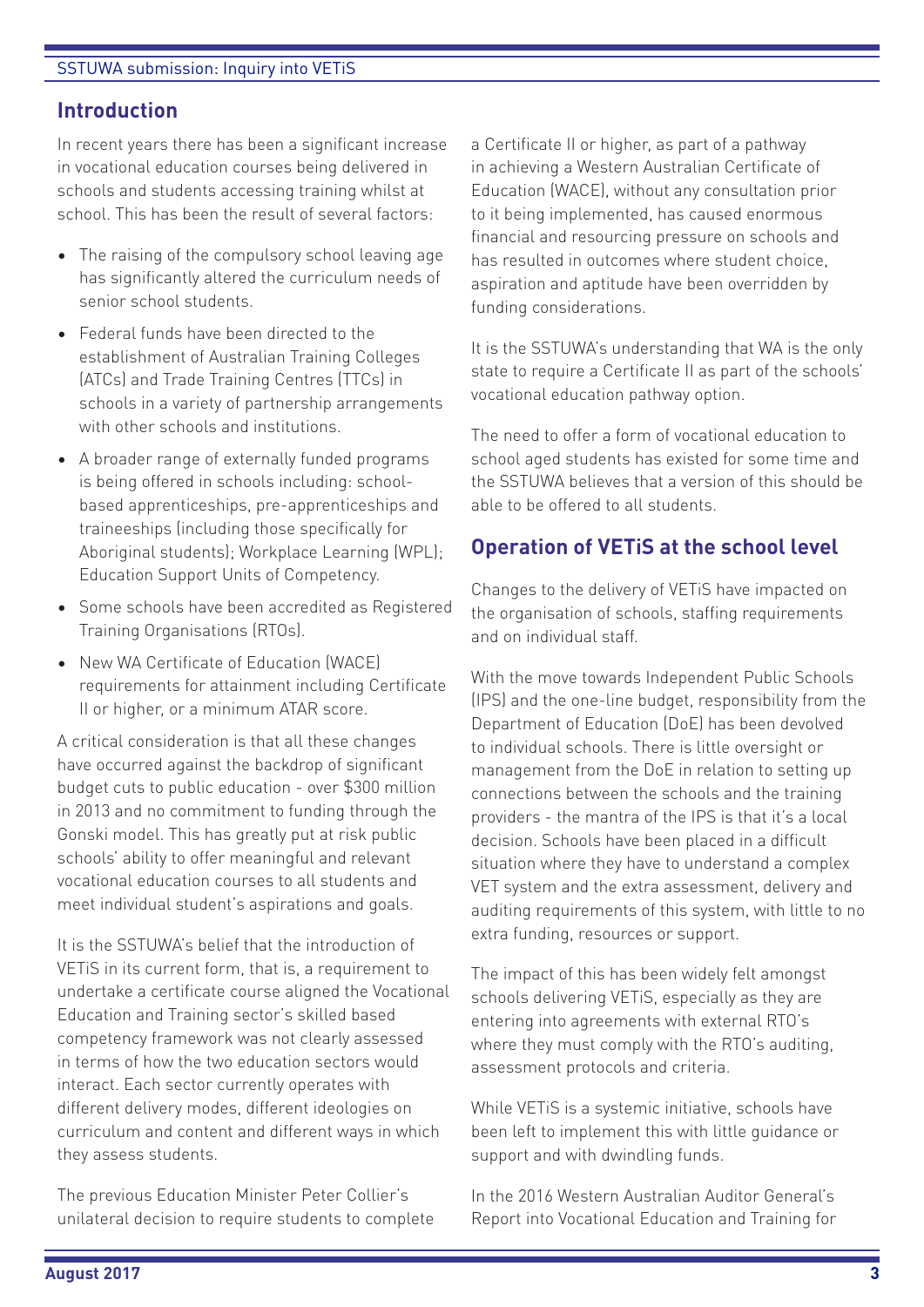## Introduction

In recent years there has been a significant increase in vocational education courses being delivered in schools and students accessing training whilst at school. This has been the result of several factors:

- The raising of the compulsory school leaving age has significantly altered the curriculum needs of senior school students.
- Federal funds have been directed to the establishment of Australian Training Colleges (ATCs) and Trade Training Centres (TTCs) in schools in a variety of partnership arrangements with other schools and institutions.
- A broader range of externally funded programs is being offered in schools including: school-based apprenticeships, pre-apprenticeships and traineeships (including those specifically for Aboriginal students); Workplace Learning (WPL); Education Support Units of Competency.
- Some schools have been accredited as Registered Training Organisations (RTOs).
- New WA Certificate of Education (WACE) requirements for attainment including Certificate II or higher, or a minimum ATAR score.

A critical consideration is that all these changes have occurred against the backdrop of significant budget cuts to public education - over $300 million in 2013 and no commitment to funding through the Gonski model. This has greatly put at risk public schools' ability to offer meaningful and relevant vocational education courses to all students and meet individual student's aspirations and goals.

It is the SSTUWA's belief that the introduction of VETiS in its current form, that is, a requirement to undertake a certificate course aligned the Vocational Education and Training sector's skilled based competency framework was not clearly assessed in terms of how the two education sectors would interact. Each sector currently operates with different delivery modes, different ideologies on curriculum and content and different ways in which they assess students.

The previous Education Minister Peter Collier's unilateral decision to require students to complete a Certificate II or higher, as part of a pathway in achieving a Western Australian Certificate of Education (WACE), without any consultation prior to it being implemented, has caused enormous financial and resourcing pressure on schools and has resulted in outcomes where student choice, aspiration and aptitude have been overridden by funding considerations.

It is the SSTUWA's understanding that WA is the only state to require a Certificate II as part of the schools' vocational education pathway option.

The need to offer a form of vocational education to school aged students has existed for some time and the SSTUWA believes that a version of this should be able to be offered to all students.

## Operation of VETiS at the school level

Changes to the delivery of VETiS have impacted on the organisation of schools, staffing requirements and on individual staff.

With the move towards Independent Public Schools (IPS) and the one-line budget, responsibility from the Department of Education (DoE) has been devolved to individual schools. There is little oversight or management from the DoE in relation to setting up connections between the schools and the training providers - the mantra of the IPS is that it's a local decision. Schools have been placed in a difficult situation where they have to understand a complex VET system and the extra assessment, delivery and auditing requirements of this system, with little to no extra funding, resources or support.

The impact of this has been widely felt amongst schools delivering VETiS, especially as they are entering into agreements with external RTO's where they must comply with the RTO's auditing, assessment protocols and criteria.

While VETiS is a systemic initiative, schools have been left to implement this with little guidance or support and with dwindling funds.

In the 2016 Western Australian Auditor General's Report into Vocational Education and Training for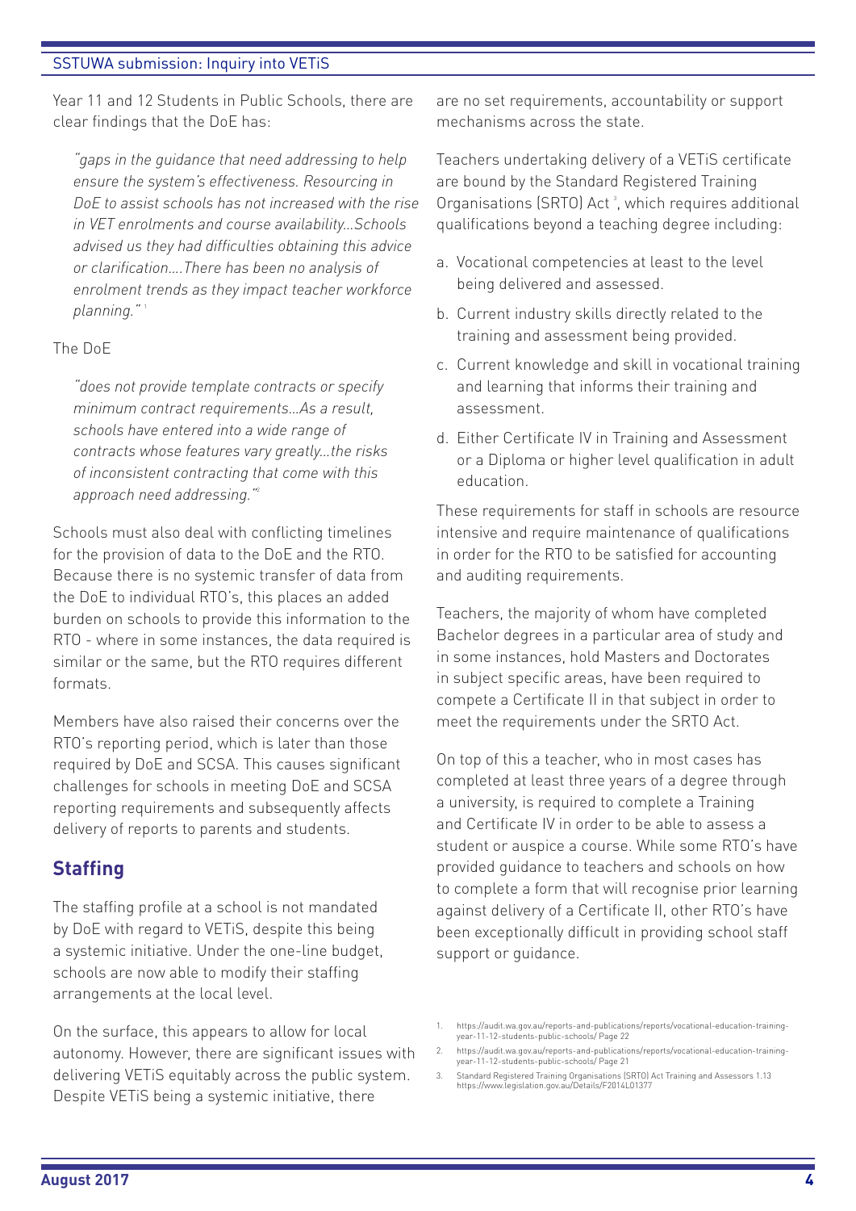Year 11 and 12 Students in Public Schools, there are clear findings that the DoE has:

> *"gaps in the guidance that need addressing to help ensure the system's effectiveness. Resourcing in DoE to assist schools has not increased with the rise in VET enrolments and course availability...Schools advised us they had difficulties obtaining this advice or clarification....There has been no analysis of enrolment trends as they impact teacher workforce planning."* [1]

The DoE

> *"does not provide template contracts or specify minimum contract requirements...As a result, schools have entered into a wide range of contracts whose features vary greatly...the risks of inconsistent contracting that come with this approach need addressing."* [2]

Schools must also deal with conflicting timelines for the provision of data to the DoE and the RTO. Because there is no systemic transfer of data from the DoE to individual RTO's, this places an added burden on schools to provide this information to the RTO - where in some instances, the data required is similar or the same, but the RTO requires different formats.

Members have also raised their concerns over the RTO's reporting period, which is later than those required by DoE and SCSA. This causes significant challenges for schools in meeting DoE and SCSA reporting requirements and subsequently affects delivery of reports to parents and students.

## Staffing

The staffing profile at a school is not mandated by DoE with regard to VETiS, despite this being a systemic initiative. Under the one-line budget, schools are now able to modify their staffing arrangements at the local level.

On the surface, this appears to allow for local autonomy. However, there are significant issues with delivering VETiS equitably across the public system. Despite VETiS being a systemic initiative, there are no set requirements, accountability or support mechanisms across the state.

Teachers undertaking delivery of a VETiS certificate are bound by the Standard Registered Training Organisations (SRTO) Act [3], which requires additional qualifications beyond a teaching degree including:

a. Vocational competencies at least to the level being delivered and assessed.
b. Current industry skills directly related to the training and assessment being provided.
c. Current knowledge and skill in vocational training and learning that informs their training and assessment.
d. Either Certificate IV in Training and Assessment or a Diploma or higher level qualification in adult education.

These requirements for staff in schools are resource intensive and require maintenance of qualifications in order for the RTO to be satisfied for accounting and auditing requirements.

Teachers, the majority of whom have completed Bachelor degrees in a particular area of study and in some instances, hold Masters and Doctorates in subject specific areas, have been required to compete a Certificate II in that subject in order to meet the requirements under the SRTO Act.

On top of this a teacher, who in most cases has completed at least three years of a degree through a university, is required to complete a Training and Certificate IV in order to be able to assess a student or auspice a course. While some RTO's have provided guidance to teachers and schools on how to complete a form that will recognise prior learning against delivery of a Certificate II, other RTO's have been exceptionally difficult in providing school staff support or guidance.

1. https://audit.wa.gov.au/reports-and-publications/reports/vocational-education-training-year-11-12-students-public-schools/ Page 22
2. https://audit.wa.gov.au/reports-and-publications/reports/vocational-education-training-year-11-12-students-public-schools/ Page 21
3. Standard Registered Training Organisations (SRTO) Act Training and Assessors 1.13 https://www.legislation.gov.au/Details/F2014L01377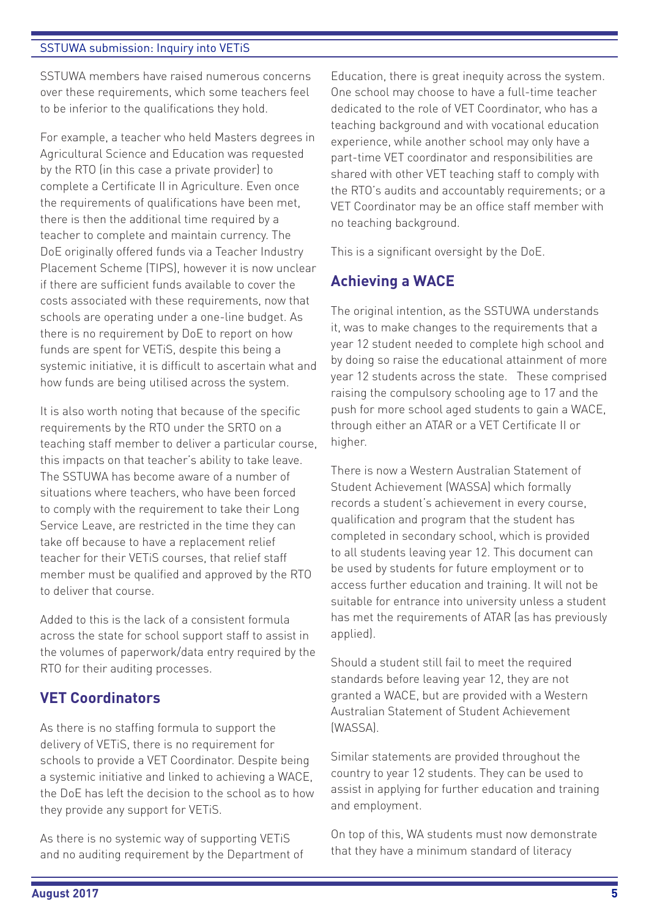SSTUWA members have raised numerous concerns over these requirements, which some teachers feel to be inferior to the qualifications they hold.

For example, a teacher who held Masters degrees in Agricultural Science and Education was requested by the RTO (in this case a private provider) to complete a Certificate II in Agriculture. Even once the requirements of qualifications have been met, there is then the additional time required by a teacher to complete and maintain currency. The DoE originally offered funds via a Teacher Industry Placement Scheme (TIPS), however it is now unclear if there are sufficient funds available to cover the costs associated with these requirements, now that schools are operating under a one-line budget. As there is no requirement by DoE to report on how funds are spent for VETiS, despite this being a systemic initiative, it is difficult to ascertain what and how funds are being utilised across the system.

It is also worth noting that because of the specific requirements by the RTO under the SRTO on a teaching staff member to deliver a particular course, this impacts on that teacher's ability to take leave. The SSTUWA has become aware of a number of situations where teachers, who have been forced to comply with the requirement to take their Long Service Leave, are restricted in the time they can take off because to have a replacement relief teacher for their VETiS courses, that relief staff member must be qualified and approved by the RTO to deliver that course.

Added to this is the lack of a consistent formula across the state for school support staff to assist in the volumes of paperwork/data entry required by the RTO for their auditing processes.

## VET Coordinators

As there is no staffing formula to support the delivery of VETiS, there is no requirement for schools to provide a VET Coordinator. Despite being a systemic initiative and linked to achieving a WACE, the DoE has left the decision to the school as to how they provide any support for VETiS.

As there is no systemic way of supporting VETiS and no auditing requirement by the Department of Education, there is great inequity across the system. One school may choose to have a full-time teacher dedicated to the role of VET Coordinator, who has a teaching background and with vocational education experience, while another school may only have a part-time VET coordinator and responsibilities are shared with other VET teaching staff to comply with the RTO's audits and accountably requirements; or a VET Coordinator may be an office staff member with no teaching background.

This is a significant oversight by the DoE.

## Achieving a WACE

The original intention, as the SSTUWA understands it, was to make changes to the requirements that a year 12 student needed to complete high school and by doing so raise the educational attainment of more year 12 students across the state. These comprised raising the compulsory schooling age to 17 and the push for more school aged students to gain a WACE, through either an ATAR or a VET Certificate II or higher.

There is now a Western Australian Statement of Student Achievement (WASSA) which formally records a student's achievement in every course, qualification and program that the student has completed in secondary school, which is provided to all students leaving year 12. This document can be used by students for future employment or to access further education and training. It will not be suitable for entrance into university unless a student has met the requirements of ATAR (as has previously applied).

Should a student still fail to meet the required standards before leaving year 12, they are not granted a WACE, but are provided with a Western Australian Statement of Student Achievement (WASSA).

Similar statements are provided throughout the country to year 12 students. They can be used to assist in applying for further education and training and employment.

On top of this, WA students must now demonstrate that they have a minimum standard of literacy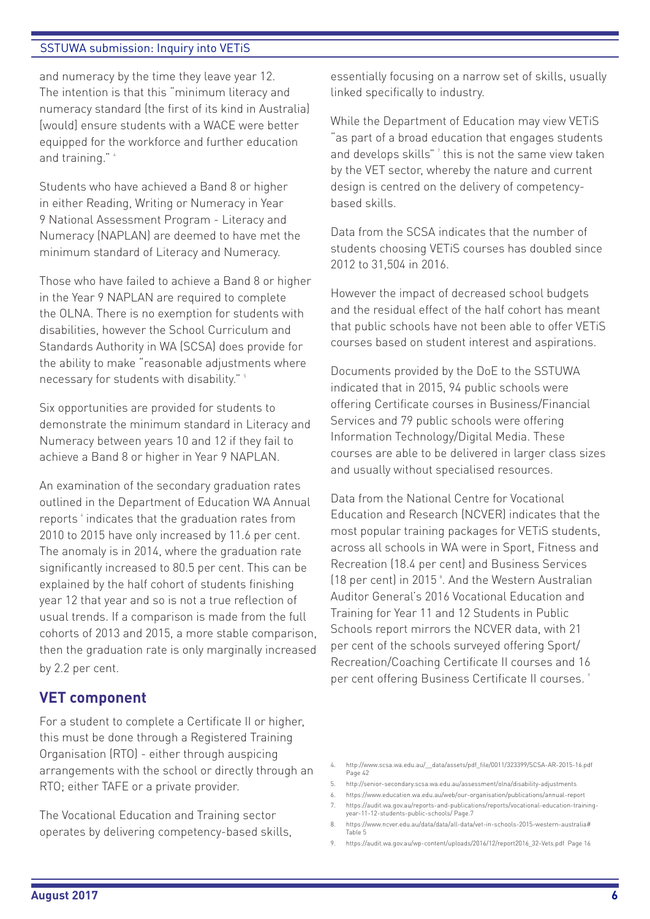and numeracy by the time they leave year 12. The intention is that this "minimum literacy and numeracy standard (the first of its kind in Australia) [would] ensure students with a WACE were better equipped for the workforce and further education and training." [4]

Students who have achieved a Band 8 or higher in either Reading, Writing or Numeracy in Year 9 National Assessment Program - Literacy and Numeracy (NAPLAN) are deemed to have met the minimum standard of Literacy and Numeracy.

Those who have failed to achieve a Band 8 or higher in the Year 9 NAPLAN are required to complete the OLNA. There is no exemption for students with disabilities, however the School Curriculum and Standards Authority in WA (SCSA) does provide for the ability to make "reasonable adjustments where necessary for students with disability." [5]

Six opportunities are provided for students to demonstrate the minimum standard in Literacy and Numeracy between years 10 and 12 if they fail to achieve a Band 8 or higher in Year 9 NAPLAN.

An examination of the secondary graduation rates outlined in the Department of Education WA Annual reports [6] indicates that the graduation rates from 2010 to 2015 have only increased by 11.6 per cent. The anomaly is in 2014, where the graduation rate significantly increased to 80.5 per cent. This can be explained by the half cohort of students finishing year 12 that year and so is not a true reflection of usual trends. If a comparison is made from the full cohorts of 2013 and 2015, a more stable comparison, then the graduation rate is only marginally increased by 2.2 per cent.

## VET component

For a student to complete a Certificate II or higher, this must be done through a Registered Training Organisation (RTO) - either through auspicing arrangements with the school or directly through an RTO; either TAFE or a private provider.

The Vocational Education and Training sector operates by delivering competency-based skills, essentially focusing on a narrow set of skills, usually linked specifically to industry.

While the Department of Education may view VETiS "as part of a broad education that engages students and develops skills" [7] this is not the same view taken by the VET sector, whereby the nature and current design is centred on the delivery of competency-based skills.

Data from the SCSA indicates that the number of students choosing VETiS courses has doubled since 2012 to 31,504 in 2016.

However the impact of decreased school budgets and the residual effect of the half cohort has meant that public schools have not been able to offer VETiS courses based on student interest and aspirations.

Documents provided by the DoE to the SSTUWA indicated that in 2015, 94 public schools were offering Certificate courses in Business/Financial Services and 79 public schools were offering Information Technology/Digital Media. These courses are able to be delivered in larger class sizes and usually without specialised resources.

Data from the National Centre for Vocational Education and Research (NCVER) indicates that the most popular training packages for VETiS students, across all schools in WA were in Sport, Fitness and Recreation (18.4 per cent) and Business Services (18 per cent) in 2015 [8]. And the Western Australian Auditor General's 2016 Vocational Education and Training for Year 11 and 12 Students in Public Schools report mirrors the NCVER data, with 21 per cent of the schools surveyed offering Sport/Recreation/Coaching Certificate II courses and 16 per cent offering Business Certificate II courses. [9]

4. http://www.scsa.wa.edu.au/__data/assets/pdf_file/0011/323399/SCSA-AR-2015-16.pdf Page 42
5. http://senior-secondary.scsa.wa.edu.au/assessment/olna/disability-adjustments
6. https://www.education.wa.edu.au/web/our-organisation/publications/annual-report
7. https://audit.wa.gov.au/reports-and-publications/reports/vocational-education-training-year-11-12-students-public-schools/ Page.7
8. https://www.ncver.edu.au/data/data/all-data/vet-in-schools-2015-western-australia# Table 5
9. https://audit.wa.gov.au/wp-content/uploads/2016/12/report2016_32-Vets.pdf Page 16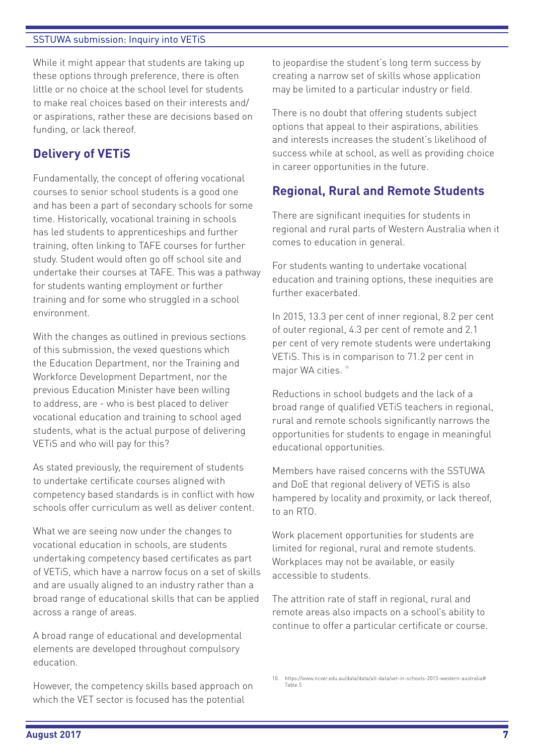While it might appear that students are taking up these options through preference, there is often little or no choice at the school level for students to make real choices based on their interests and/or aspirations, rather these are decisions based on funding, or lack thereof.

## Delivery of VETiS

Fundamentally, the concept of offering vocational courses to senior school students is a good one and has been a part of secondary schools for some time. Historically, vocational training in schools has led students to apprenticeships and further training, often linking to TAFE courses for further study. Student would often go off school site and undertake their courses at TAFE. This was a pathway for students wanting employment or further training and for some who struggled in a school environment.

With the changes as outlined in previous sections of this submission, the vexed questions which the Education Department, nor the Training and Workforce Development Department, nor the previous Education Minister have been willing to address, are - who is best placed to deliver vocational education and training to school aged students, what is the actual purpose of delivering VETiS and who will pay for this?

As stated previously, the requirement of students to undertake certificate courses aligned with competency based standards is in conflict with how schools offer curriculum as well as deliver content.

What we are seeing now under the changes to vocational education in schools, are students undertaking competency based certificates as part of VETiS, which have a narrow focus on a set of skills and are usually aligned to an industry rather than a broad range of educational skills that can be applied across a range of areas.

A broad range of educational and developmental elements are developed throughout compulsory education.

However, the competency skills based approach on which the VET sector is focused has the potential to jeopardise the student's long term success by creating a narrow set of skills whose application may be limited to a particular industry or field.

There is no doubt that offering students subject options that appeal to their aspirations, abilities and interests increases the student's likelihood of success while at school, as well as providing choice in career opportunities in the future.

## Regional, Rural and Remote Students

There are significant inequities for students in regional and rural parts of Western Australia when it comes to education in general.

For students wanting to undertake vocational education and training options, these inequities are further exacerbated.

In 2015, 13.3 per cent of inner regional, 8.2 per cent of outer regional, 4.3 per cent of remote and 2.1 per cent of very remote students were undertaking VETiS. This is in comparison to 71.2 per cent in major WA cities. [10]

Reductions in school budgets and the lack of a broad range of qualified VETiS teachers in regional, rural and remote schools significantly narrows the opportunities for students to engage in meaningful educational opportunities.

Members have raised concerns with the SSTUWA and DoE that regional delivery of VETiS is also hampered by locality and proximity, or lack thereof, to an RTO.

Work placement opportunities for students are limited for regional, rural and remote students. Workplaces may not be available, or easily accessible to students.

The attrition rate of staff in regional, rural and remote areas also impacts on a school's ability to continue to offer a particular certificate or course.

---

10. https://www.ncver.edu.au/data/data/all-data/vet-in-schools-2015-western-australia# Table 5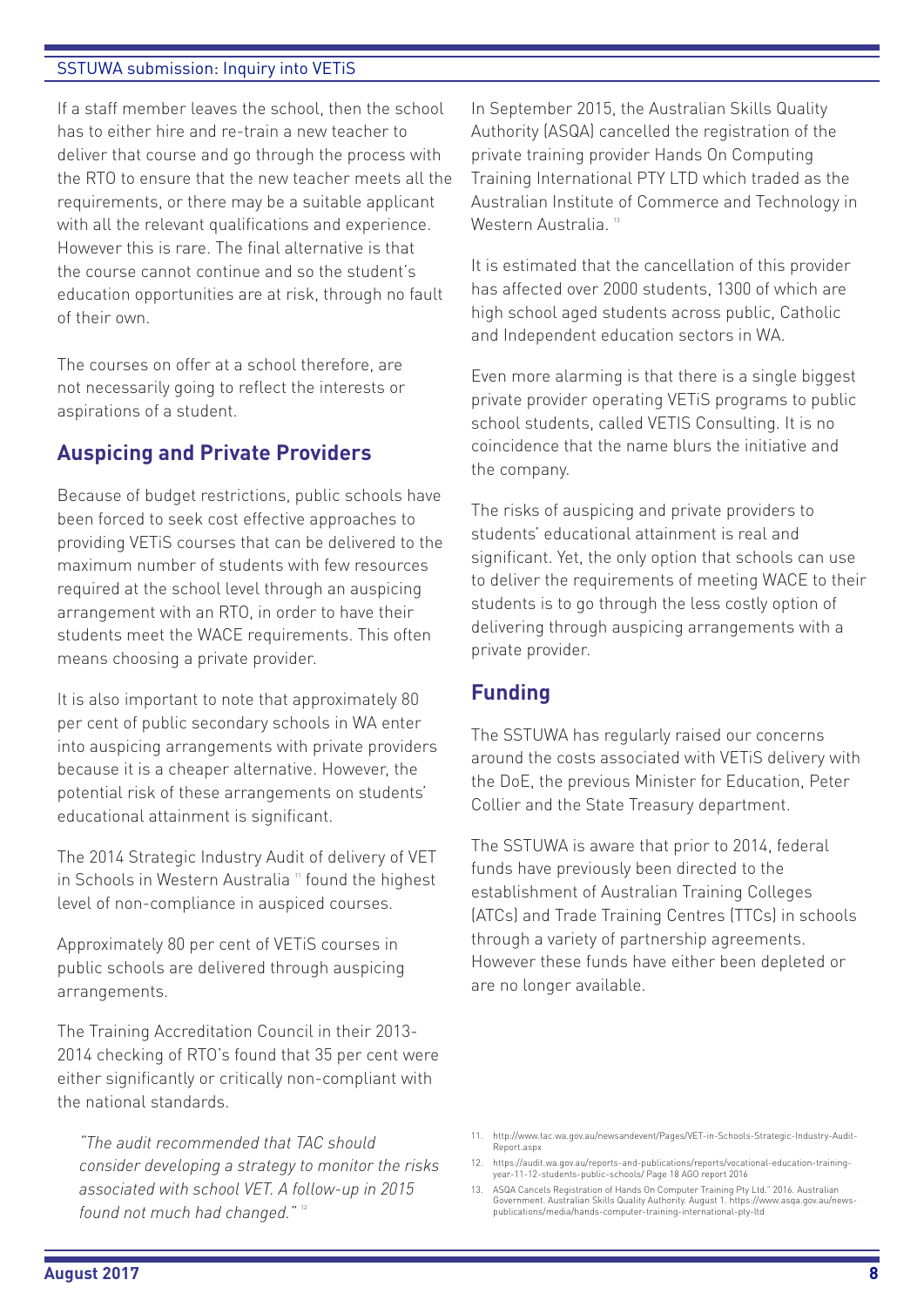If a staff member leaves the school, then the school has to either hire and re-train a new teacher to deliver that course and go through the process with the RTO to ensure that the new teacher meets all the requirements, or there may be a suitable applicant with all the relevant qualifications and experience. However this is rare. The final alternative is that the course cannot continue and so the student's education opportunities are at risk, through no fault of their own.

The courses on offer at a school therefore, are not necessarily going to reflect the interests or aspirations of a student.

## Auspicing and Private Providers

Because of budget restrictions, public schools have been forced to seek cost effective approaches to providing VETiS courses that can be delivered to the maximum number of students with few resources required at the school level through an auspicing arrangement with an RTO, in order to have their students meet the WACE requirements. This often means choosing a private provider.

It is also important to note that approximately 80 per cent of public secondary schools in WA enter into auspicing arrangements with private providers because it is a cheaper alternative. However, the potential risk of these arrangements on students' educational attainment is significant.

The 2014 Strategic Industry Audit of delivery of VET in Schools in Western Australia [11] found the highest level of non-compliance in auspiced courses.

Approximately 80 per cent of VETiS courses in public schools are delivered through auspicing arrangements.

The Training Accreditation Council in their 2013-2014 checking of RTO's found that 35 per cent were either significantly or critically non-compliant with the national standards.

> *"The audit recommended that TAC should consider developing a strategy to monitor the risks associated with school VET. A follow-up in 2015 found not much had changed."* [12]

In September 2015, the Australian Skills Quality Authority (ASQA) cancelled the registration of the private training provider Hands On Computing Training International PTY LTD which traded as the Australian Institute of Commerce and Technology in Western Australia. [13]

It is estimated that the cancellation of this provider has affected over 2000 students, 1300 of which are high school aged students across public, Catholic and Independent education sectors in WA.

Even more alarming is that there is a single biggest private provider operating VETiS programs to public school students, called VETIS Consulting. It is no coincidence that the name blurs the initiative and the company.

The risks of auspicing and private providers to students' educational attainment is real and significant. Yet, the only option that schools can use to deliver the requirements of meeting WACE to their students is to go through the less costly option of delivering through auspicing arrangements with a private provider.

## Funding

The SSTUWA has regularly raised our concerns around the costs associated with VETiS delivery with the DoE, the previous Minister for Education, Peter Collier and the State Treasury department.

The SSTUWA is aware that prior to 2014, federal funds have previously been directed to the establishment of Australian Training Colleges (ATCs) and Trade Training Centres (TTCs) in schools through a variety of partnership agreements. However these funds have either been depleted or are no longer available.

---

11. http://www.tac.wa.gov.au/newsandevent/Pages/VET-in-Schools-Strategic-Industry-Audit-Report.aspx
12. https://audit.wa.gov.au/reports-and-publications/reports/vocational-education-training-year-11-12-students-public-schools/ Page 18 AGO report 2016
13. ASQA Cancels Registration of Hands On Computer Training Pty Ltd." 2016. Australian Government. Australian Skills Quality Authority. August 1. https://www.asqa.gov.au/news-publications/media/hands-computer-training-international-pty-ltd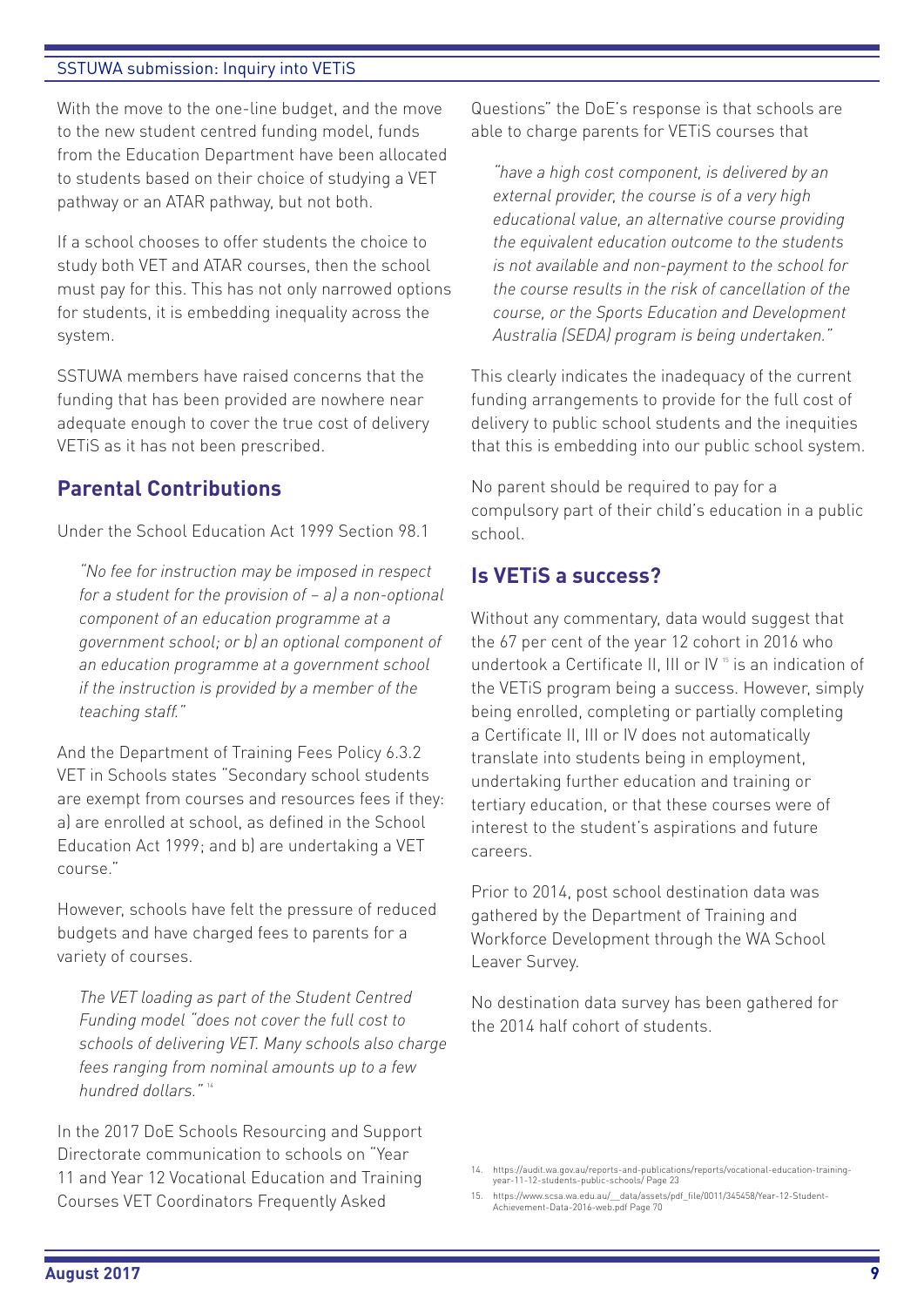With the move to the one-line budget, and the move to the new student centred funding model, funds from the Education Department have been allocated to students based on their choice of studying a VET pathway or an ATAR pathway, but not both.

If a school chooses to offer students the choice to study both VET and ATAR courses, then the school must pay for this. This has not only narrowed options for students, it is embedding inequality across the system.

SSTUWA members have raised concerns that the funding that has been provided are nowhere near adequate enough to cover the true cost of delivery VETiS as it has not been prescribed.

## Parental Contributions

Under the School Education Act 1999 Section 98.1

> *"No fee for instruction may be imposed in respect for a student for the provision of – a) a non-optional component of an education programme at a government school; or b) an optional component of an education programme at a government school if the instruction is provided by a member of the teaching staff."*

And the Department of Training Fees Policy 6.3.2 VET in Schools states "Secondary school students are exempt from courses and resources fees if they: a) are enrolled at school, as defined in the School Education Act 1999; and b) are undertaking a VET course."

However, schools have felt the pressure of reduced budgets and have charged fees to parents for a variety of courses.

> *The VET loading as part of the Student Centred Funding model "does not cover the full cost to schools of delivering VET. Many schools also charge fees ranging from nominal amounts up to a few hundred dollars."* [14]

In the 2017 DoE Schools Resourcing and Support Directorate communication to schools on "Year 11 and Year 12 Vocational Education and Training Courses VET Coordinators Frequently Asked Questions" the DoE's response is that schools are able to charge parents for VETiS courses that

> *"have a high cost component, is delivered by an external provider, the course is of a very high educational value, an alternative course providing the equivalent education outcome to the students is not available and non-payment to the school for the course results in the risk of cancellation of the course, or the Sports Education and Development Australia (SEDA) program is being undertaken."*

This clearly indicates the inadequacy of the current funding arrangements to provide for the full cost of delivery to public school students and the inequities that this is embedding into our public school system.

No parent should be required to pay for a compulsory part of their child's education in a public school.

## Is VETiS a success?

Without any commentary, data would suggest that the 67 per cent of the year 12 cohort in 2016 who undertook a Certificate II, III or IV [15] is an indication of the VETiS program being a success. However, simply being enrolled, completing or partially completing a Certificate II, III or IV does not automatically translate into students being in employment, undertaking further education and training or tertiary education, or that these courses were of interest to the student's aspirations and future careers.

Prior to 2014, post school destination data was gathered by the Department of Training and Workforce Development through the WA School Leaver Survey.

No destination data survey has been gathered for the 2014 half cohort of students.

---

14. https://audit.wa.gov.au/reports-and-publications/reports/vocational-education-training-year-11-12-students-public-schools/ Page 23
15. https://www.scsa.wa.edu.au/__data/assets/pdf_file/0011/345458/Year-12-Student-Achievement-Data-2016-web.pdf Page 70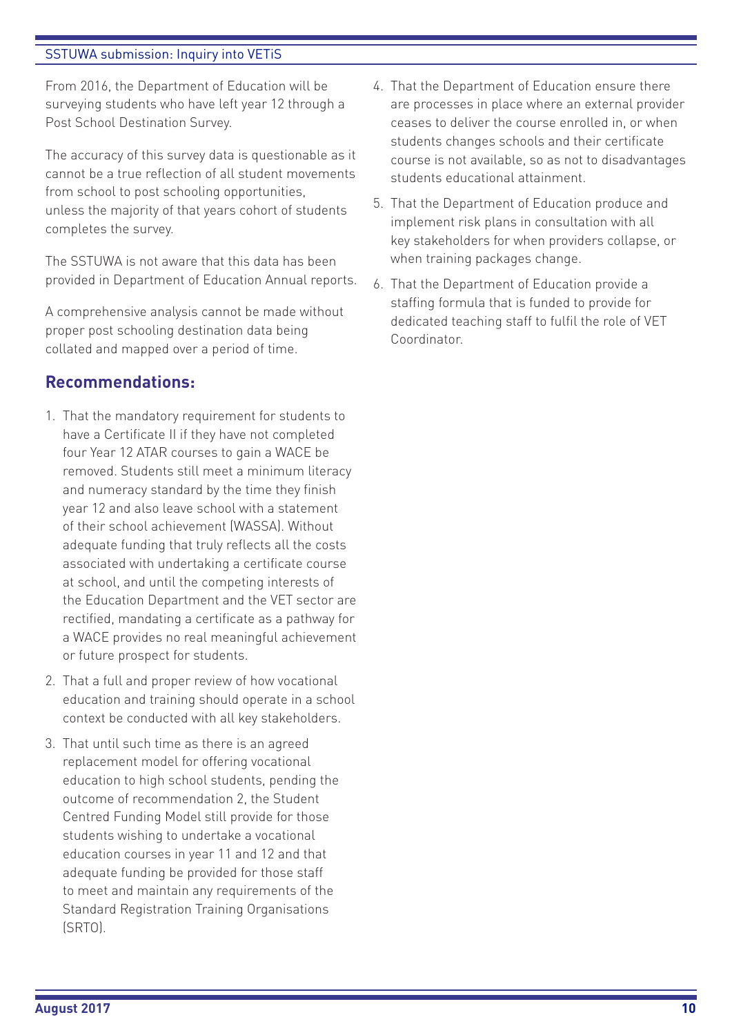From 2016, the Department of Education will be surveying students who have left year 12 through a Post School Destination Survey.

The accuracy of this survey data is questionable as it cannot be a true reflection of all student movements from school to post schooling opportunities, unless the majority of that years cohort of students completes the survey.

The SSTUWA is not aware that this data has been provided in Department of Education Annual reports.

A comprehensive analysis cannot be made without proper post schooling destination data being collated and mapped over a period of time.

## Recommendations:

1. That the mandatory requirement for students to have a Certificate II if they have not completed four Year 12 ATAR courses to gain a WACE be removed. Students still meet a minimum literacy and numeracy standard by the time they finish year 12 and also leave school with a statement of their school achievement (WASSA). Without adequate funding that truly reflects all the costs associated with undertaking a certificate course at school, and until the competing interests of the Education Department and the VET sector are rectified, mandating a certificate as a pathway for a WACE provides no real meaningful achievement or future prospect for students.
2. That a full and proper review of how vocational education and training should operate in a school context be conducted with all key stakeholders.
3. That until such time as there is an agreed replacement model for offering vocational education to high school students, pending the outcome of recommendation 2, the Student Centred Funding Model still provide for those students wishing to undertake a vocational education courses in year 11 and 12 and that adequate funding be provided for those staff to meet and maintain any requirements of the Standard Registration Training Organisations (SRTO).
4. That the Department of Education ensure there are processes in place where an external provider ceases to deliver the course enrolled in, or when students changes schools and their certificate course is not available, so as not to disadvantages students educational attainment.
5. That the Department of Education produce and implement risk plans in consultation with all key stakeholders for when providers collapse, or when training packages change.
6. That the Department of Education provide a staffing formula that is funded to provide for dedicated teaching staff to fulfil the role of VET Coordinator.